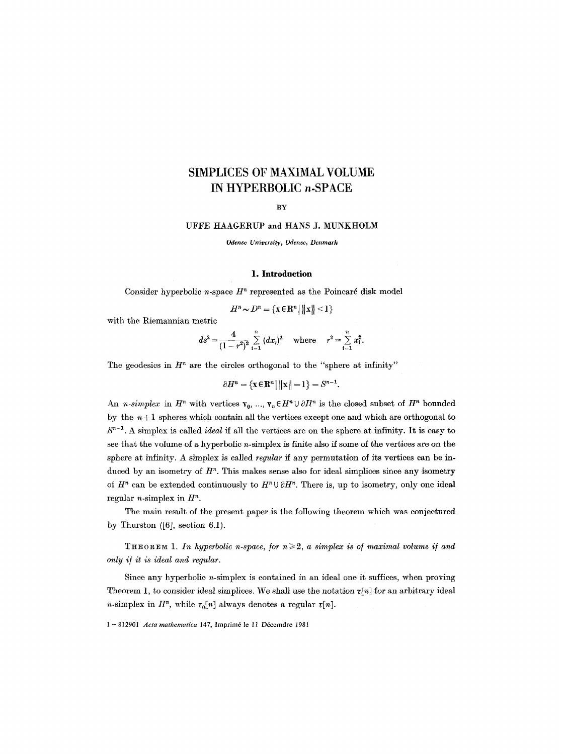# SIMPLICES OF MAXIMAL VOLUME IN HYPERBOLIC $n$-SPACE

BY

UFFE HAAGERUP and HANS J. MUNKHOLM

*Odense University, Odense, Denmark*

## 1. Introduction

Consider hyperbolic $n$-space $H^n$ represented as the Poincaré disk model

$$H^n \sim D^n = \{\mathbf{x} \in \mathbf{R}^n \mid \|\mathbf{x}\| < 1\}$$

with the Riemannian metric

$$ds^2 = \frac{4}{(1-r^2)^2} \sum_{i=1}^{n} (dx_i)^2 \quad \text{where} \quad r^2 = \sum_{i=1}^{n} x_i^2.$$

The geodesics in $H^n$ are the circles orthogonal to the "sphere at infinity"

$$\partial H^n = \{\mathbf{x} \in \mathbf{R}^n \mid \|\mathbf{x}\| = 1\} = S^{n-1}.$$

An *$n$-simplex* in $H^n$ with vertices $\mathbf{v}_0, ..., \mathbf{v}_n \in H^n \cup \partial H^n$ is the closed subset of $H^n$ bounded by the $n+1$ spheres which contain all the vertices except one and which are orthogonal to $S^{n-1}$. A simplex is called *ideal* if all the vertices are on the sphere at infinity. It is easy to see that the volume of a hyperbolic $n$-simplex is finite also if some of the vertices are on the sphere at infinity. A simplex is called *regular* if any permutation of its vertices can be induced by an isometry of $H^n$. This makes sense also for ideal simplices since any isometry of $H^n$ can be extended continuously to $H^n \cup \partial H^n$. There is, up to isometry, only one ideal regular $n$-simplex in $H^n$.

The main result of the present paper is the following theorem which was conjectured by Thurston ([6], section 6.1).

THEOREM 1. *In hyperbolic $n$-space, for $n \geq 2$, a simplex is of maximal volume if and only if it is ideal and regular.*

Since any hyperbolic $n$-simplex is contained in an ideal one it suffices, when proving Theorem 1, to consider ideal simplices. We shall use the notation $\tau[n]$ for an arbitrary ideal $n$-simplex in $H^n$, while $\tau_0[n]$ always denotes a regular $\tau[n]$.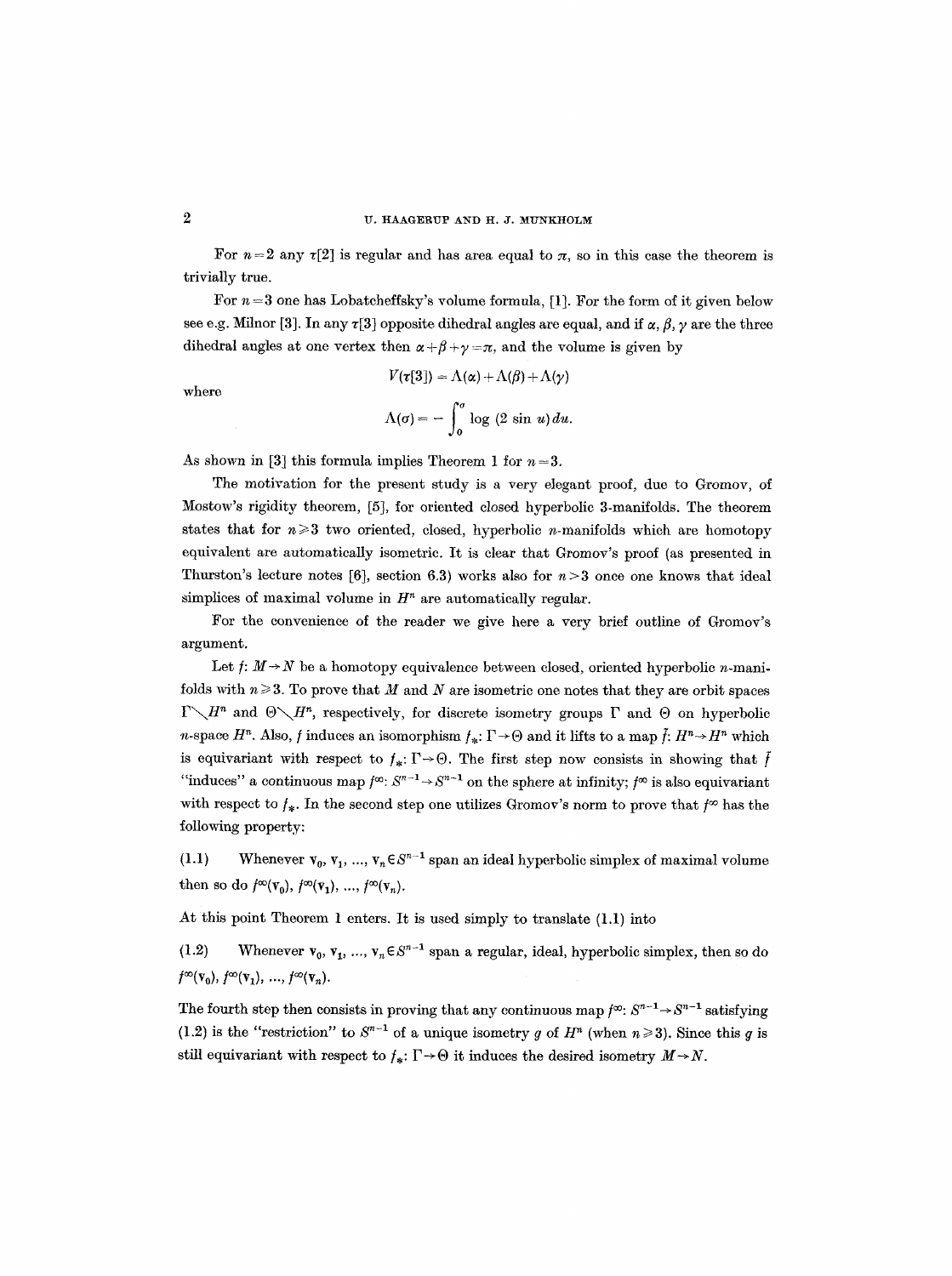For $n=2$ any $\tau[2]$ is regular and has area equal to $\pi$, so in this case the theorem is trivially true.

For $n=3$ one has Lobatcheffsky's volume formula, [1]. For the form of it given below see e.g. Milnor [3]. In any $\tau[3]$ opposite dihedral angles are equal, and if $\alpha, \beta, \gamma$ are the three dihedral angles at one vertex then $\alpha+\beta+\gamma=\pi$, and the volume is given by

$$V(\tau[3]) = \Lambda(\alpha)+\Lambda(\beta)+\Lambda(\gamma)$$

where

$$\Lambda(\sigma) = -\int_0^\sigma \log (2 \sin u)\, du.$$

As shown in [3] this formula implies Theorem 1 for $n=3$.

The motivation for the present study is a very elegant proof, due to Gromov, of Mostow's rigidity theorem, [5], for oriented closed hyperbolic 3-manifolds. The theorem states that for $n \geqslant 3$ two oriented, closed, hyperbolic $n$-manifolds which are homotopy equivalent are automatically isometric. It is clear that Gromov's proof (as presented in Thurston's lecture notes [6], section 6.3) works also for $n>3$ once one knows that ideal simplices of maximal volume in $H^n$ are automatically regular.

For the convenience of the reader we give here a very brief outline of Gromov's argument.

Let $f: M \to N$ be a homotopy equivalence between closed, oriented hyperbolic $n$-manifolds with $n \geqslant 3$. To prove that $M$ and $N$ are isometric one notes that they are orbit spaces $\Gamma \backslash H^n$ and $\Theta \backslash H^n$, respectively, for discrete isometry groups $\Gamma$ and $\Theta$ on hyperbolic $n$-space $H^n$. Also, $f$ induces an isomorphism $f_*: \Gamma \to \Theta$ and it lifts to a map $\tilde{f}: H^n \to H^n$ which is equivariant with respect to $f_*: \Gamma \to \Theta$. The first step now consists in showing that $\tilde{f}$ "induces" a continuous map $f^\infty: S^{n-1} \to S^{n-1}$ on the sphere at infinity; $f^\infty$ is also equivariant with respect to $f_*$. In the second step one utilizes Gromov's norm to prove that $f^\infty$ has the following property:

(1.1) Whenever $v_0, v_1, \ldots, v_n \in S^{n-1}$ span an ideal hyperbolic simplex of maximal volume then so do $f^\infty(v_0), f^\infty(v_1), \ldots, f^\infty(v_n)$.

At this point Theorem 1 enters. It is used simply to translate (1.1) into

(1.2) Whenever $v_0, v_1, \ldots, v_n \in S^{n-1}$ span a regular, ideal, hyperbolic simplex, then so do $f^\infty(v_0), f^\infty(v_1), \ldots, f^\infty(v_n)$.

The fourth step then consists in proving that any continuous map $f^\infty: S^{n-1} \to S^{n-1}$ satisfying (1.2) is the "restriction" to $S^{n-1}$ of a unique isometry $g$ of $H^n$ (when $n \geqslant 3$). Since this $g$ is still equivariant with respect to $f_*: \Gamma \to \Theta$ it induces the desired isometry $M \to N$.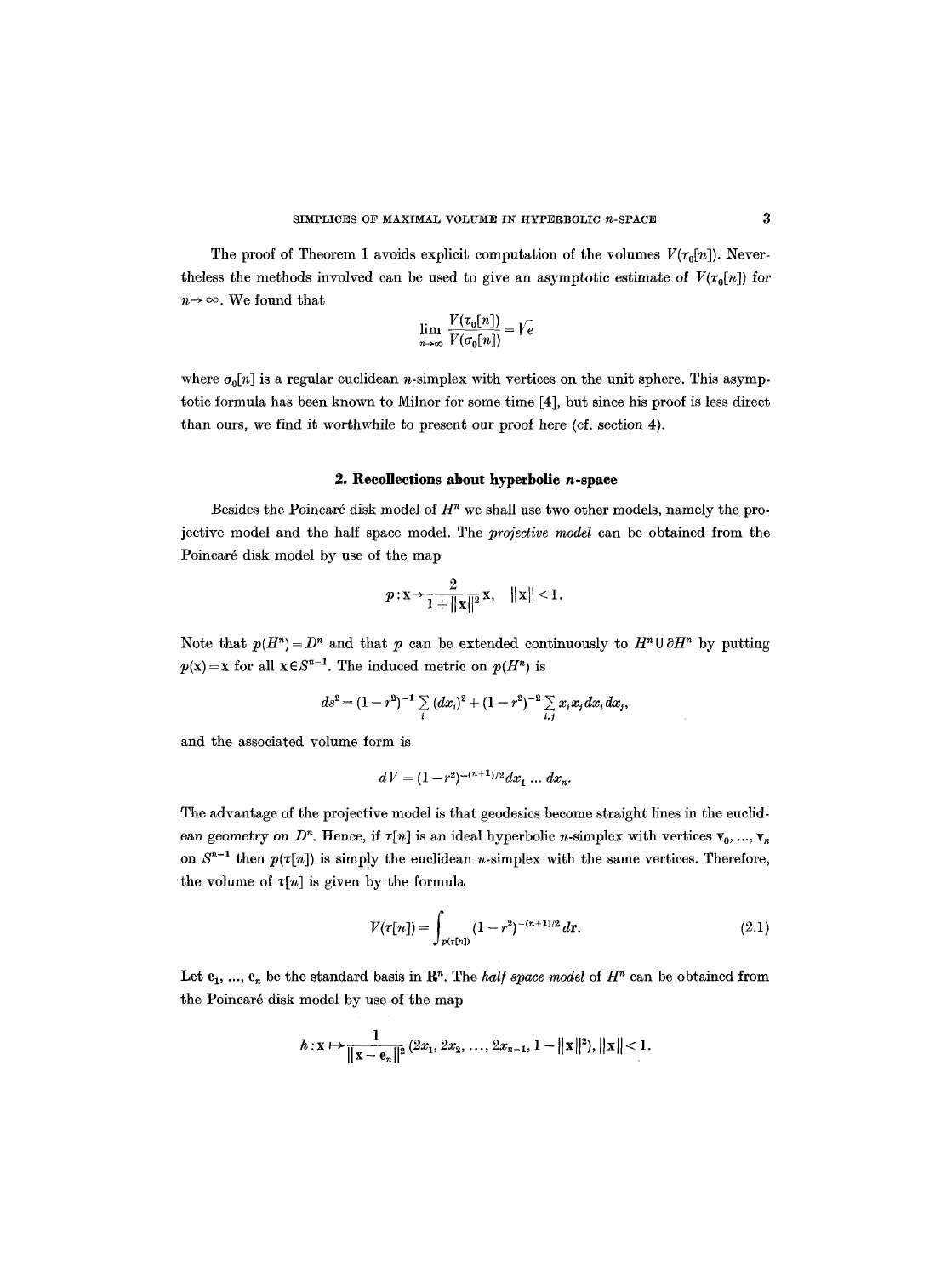The proof of Theorem 1 avoids explicit computation of the volumes $V(\tau_0[n])$. Nevertheless the methods involved can be used to give an asymptotic estimate of $V(\tau_0[n])$ for $n \to \infty$. We found that

$$\lim_{n\to\infty} \frac{V(\tau_0[n])}{V(\sigma_0[n])} = \sqrt{e}$$

where $\sigma_0[n]$ is a regular euclidean $n$-simplex with vertices on the unit sphere. This asymptotic formula has been known to Milnor for some time [4], but since his proof is less direct than ours, we find it worthwhile to present our proof here (cf. section 4).

## 2. Recollections about hyperbolic $n$-space

Besides the Poincaré disk model of $H^n$ we shall use two other models, namely the projective model and the half space model. The *projective model* can be obtained from the Poincaré disk model by use of the map

$$p: \mathbf{x} \to \frac{2}{1+\|\mathbf{x}\|^2}\mathbf{x}, \quad \|\mathbf{x}\| < 1.$$

Note that $p(H^n) = D^n$ and that $p$ can be extended continuously to $H^n \cup \partial H^n$ by putting $p(\mathbf{x}) = \mathbf{x}$ for all $\mathbf{x} \in S^{n-1}$. The induced metric on $p(H^n)$ is

$$ds^2 = (1-r^2)^{-1} \sum_i (dx_i)^2 + (1-r^2)^{-2} \sum_{i,j} x_i x_j dx_i dx_j,$$

and the associated volume form is

$$dV = (1-r^2)^{-(n+1)/2} dx_1 \ldots dx_n.$$

The advantage of the projective model is that geodesics become straight lines in the euclidean geometry on $D^n$. Hence, if $\tau[n]$ is an ideal hyperbolic $n$-simplex with vertices $\mathbf{v}_0, \ldots, \mathbf{v}_n$ on $S^{n-1}$ then $p(\tau[n])$ is simply the euclidean $n$-simplex with the same vertices. Therefore, the volume of $\tau[n]$ is given by the formula

$$V(\tau[n]) = \int_{p(\tau[n])} (1-r^2)^{-(n+1)/2} d\mathbf{r}. \tag{2.1}$$

Let $\mathbf{e}_1, \ldots, \mathbf{e}_n$ be the standard basis in $\mathbf{R}^n$. The *half space model* of $H^n$ can be obtained from the Poincaré disk model by use of the map

$$h: \mathbf{x} \mapsto \frac{1}{\|\mathbf{x}-\mathbf{e}_n\|^2}(2x_1, 2x_2, \ldots, 2x_{n-1}, 1-\|\mathbf{x}\|^2), \|\mathbf{x}\| < 1.$$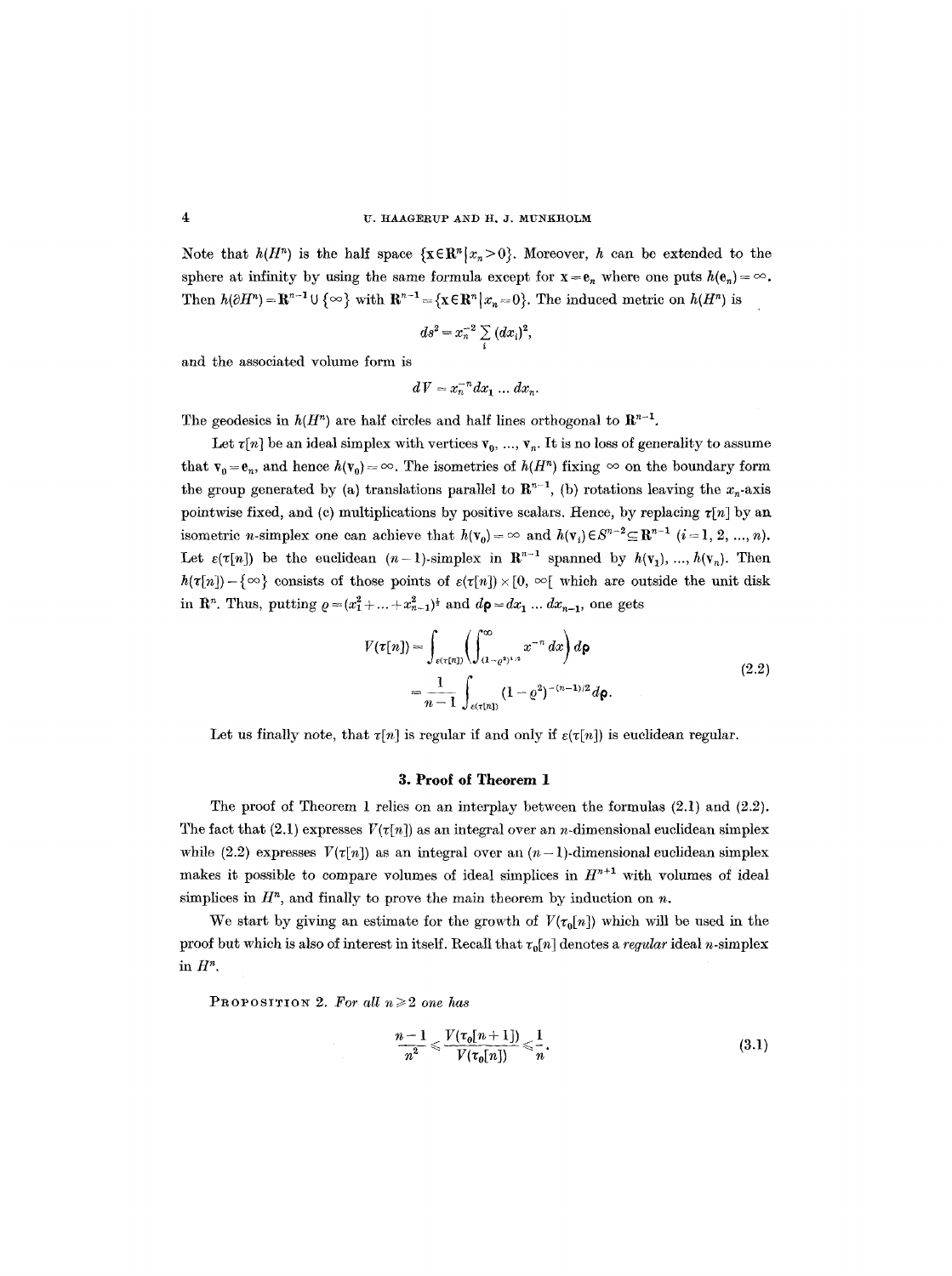Note that $h(H^n)$ is the half space $\{\mathbf{x}\in\mathbf{R}^n | x_n > 0\}$. Moreover, $h$ can be extended to the sphere at infinity by using the same formula except for $\mathbf{x} = \mathbf{e}_n$ where one puts $h(\mathbf{e}_n) = \infty$. Then $h(\partial H^n) = \mathbf{R}^{n-1} \cup \{\infty\}$ with $\mathbf{R}^{n-1} = \{\mathbf{x}\in\mathbf{R}^n | x_n = 0\}$. The induced metric on $h(H^n)$ is

$$ds^2 = x_n^{-2} \sum_i (dx_i)^2,$$

and the associated volume form is

$$dV = x_n^{-n} dx_1 \ldots dx_n.$$

The geodesics in $h(H^n)$ are half circles and half lines orthogonal to $\mathbf{R}^{n-1}$.

Let $\tau[n]$ be an ideal simplex with vertices $\mathbf{v}_0, \ldots, \mathbf{v}_n$. It is no loss of generality to assume that $\mathbf{v}_0 = \mathbf{e}_n$, and hence $h(\mathbf{v}_0) = \infty$. The isometries of $h(H^n)$ fixing $\infty$ on the boundary form the group generated by (a) translations parallel to $\mathbf{R}^{n-1}$, (b) rotations leaving the $x_n$-axis pointwise fixed, and (c) multiplications by positive scalars. Hence, by replacing $\tau[n]$ by an isometric $n$-simplex one can achieve that $h(\mathbf{v}_0) = \infty$ and $h(\mathbf{v}_i) \in S^{n-2} \subseteq \mathbf{R}^{n-1}$ $(i = 1, 2, \ldots, n)$. Let $\varepsilon(\tau[n])$ be the euclidean $(n-1)$-simplex in $\mathbf{R}^{n-1}$ spanned by $h(\mathbf{v}_1), \ldots, h(\mathbf{v}_n)$. Then $h(\tau[n]) - \{\infty\}$ consists of those points of $\varepsilon(\tau[n]) \times [0, \infty[$ which are outside the unit disk in $\mathbf{R}^n$. Thus, putting $\varrho = (x_1^2 + \ldots + x_{n-1}^2)^{\frac{1}{2}}$ and $d\boldsymbol{\rho} = dx_1 \ldots dx_{n-1}$, one gets

$$\begin{aligned} V(\tau[n]) &= \int_{\varepsilon(\tau[n])} \left( \int_{(1-\varrho^2)^{1/2}}^{\infty} x^{-n}\, dx \right) d\boldsymbol{\rho} \\ &= \frac{1}{n-1} \int_{\varepsilon(\tau[n])} (1-\varrho^2)^{-(n-1)/2} d\boldsymbol{\rho}. \end{aligned} \tag{2.2}$$

Let us finally note, that $\tau[n]$ is regular if and only if $\varepsilon(\tau[n])$ is euclidean regular.

## 3. Proof of Theorem 1

The proof of Theorem 1 relies on an interplay between the formulas (2.1) and (2.2). The fact that (2.1) expresses $V(\tau[n])$ as an integral over an $n$-dimensional euclidean simplex while (2.2) expresses $V(\tau[n])$ as an integral over an $(n-1)$-dimensional euclidean simplex makes it possible to compare volumes of ideal simplices in $H^{n+1}$ with volumes of ideal simplices in $H^n$, and finally to prove the main theorem by induction on $n$.

We start by giving an estimate for the growth of $V(\tau_0[n])$ which will be used in the proof but which is also of interest in itself. Recall that $\tau_0[n]$ denotes a *regular* ideal $n$-simplex in $H^n$.

PROPOSITION 2. *For all* $n \geq 2$ *one has*

$$\frac{n-1}{n^2} \leq \frac{V(\tau_0[n+1])}{V(\tau_0[n])} \leq \frac{1}{n}. \tag{3.1}$$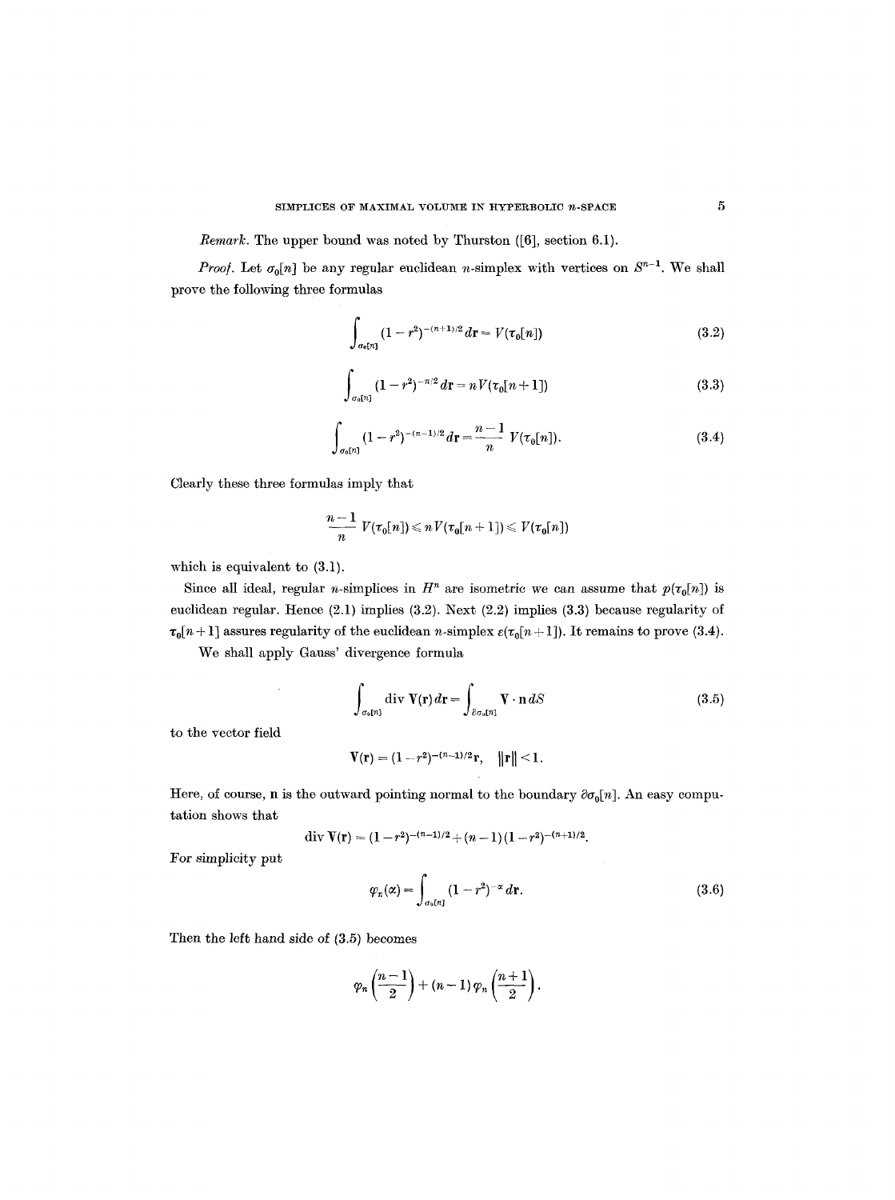*Remark.* The upper bound was noted by Thurston ([6], section 6.1).

*Proof.* Let $\sigma_0[n]$ be any regular euclidean $n$-simplex with vertices on $S^{n-1}$. We shall prove the following three formulas

$$\int_{\sigma_0[n]} (1-r^2)^{-(n+1)/2} d\mathbf{r} = V(\tau_0[n]) \tag{3.2}$$

$$\int_{\sigma_0[n]} (1-r^2)^{-n/2} d\mathbf{r} = nV(\tau_0[n+1]) \tag{3.3}$$

$$\int_{\sigma_0[n]} (1-r^2)^{-(n-1)/2} d\mathbf{r} = \frac{n-1}{n} V(\tau_0[n]). \tag{3.4}$$

Clearly these three formulas imply that

$$\frac{n-1}{n} V(\tau_0[n]) \leqslant nV(\tau_0[n+1]) \leqslant V(\tau_0[n])$$

which is equivalent to (3.1).

Since all ideal, regular $n$-simplices in $H^n$ are isometric we can assume that $p(\tau_0[n])$ is euclidean regular. Hence (2.1) implies (3.2). Next (2.2) implies (3.3) because regularity of $\tau_0[n+1]$ assures regularity of the euclidean $n$-simplex $\varepsilon(\tau_0[n+1])$. It remains to prove (3.4).

We shall apply Gauss' divergence formula

$$\int_{\sigma_0[n]} \operatorname{div} \mathbf{V}(\mathbf{r})\, d\mathbf{r} = \int_{\partial\sigma_0[n]} \mathbf{V} \cdot \mathbf{n}\, dS \tag{3.5}$$

to the vector field

$$\mathbf{V}(\mathbf{r}) = (1-r^2)^{-(n-1)/2}\mathbf{r}, \quad \|\mathbf{r}\| < 1.$$

Here, of course, $\mathbf{n}$ is the outward pointing normal to the boundary $\partial\sigma_0[n]$. An easy computation shows that

$$\operatorname{div} \mathbf{V}(\mathbf{r}) = (1-r^2)^{-(n-1)/2} + (n-1)(1-r^2)^{-(n+1)/2}.$$

For simplicity put

$$\varphi_n(\alpha) = \int_{\sigma_0[n]} (1-r^2)^{-\alpha} d\mathbf{r}. \tag{3.6}$$

Then the left hand side of (3.5) becomes

$$\varphi_n\left(\frac{n-1}{2}\right) + (n-1)\varphi_n\left(\frac{n+1}{2}\right).$$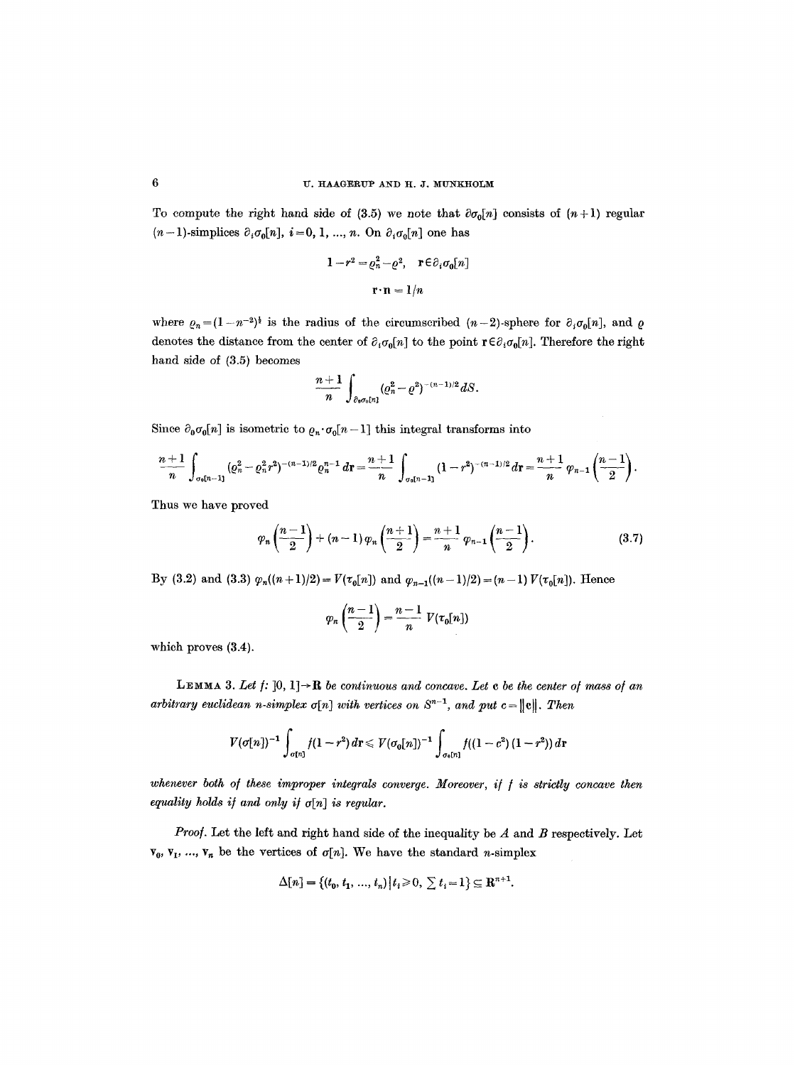To compute the right hand side of (3.5) we note that $\partial\sigma_0[n]$ consists of $(n+1)$ regular $(n-1)$-simplices $\partial_i\sigma_0[n]$, $i=0,1,\ldots,n$. On $\partial_i\sigma_0[n]$ one has

$$1-r^2=\varrho_n^2-\varrho^2,\quad \mathbf{r}\in\partial_i\sigma_0[n]$$

$$\mathbf{r}\cdot\mathbf{n}=1/n$$

where $\varrho_n=(1-n^{-2})^{\frac{1}{2}}$ is the radius of the circumscribed $(n-2)$-sphere for $\partial_i\sigma_0[n]$, and $\varrho$ denotes the distance from the center of $\partial_i\sigma_0[n]$ to the point $\mathbf{r}\in\partial_i\sigma_0[n]$. Therefore the right hand side of (3.5) becomes

$$\frac{n+1}{n}\int_{\partial_0\sigma_0[n]}(\varrho_n^2-\varrho^2)^{-(n-1)/2}\,dS.$$

Since $\partial_0\sigma_0[n]$ is isometric to $\varrho_n\cdot\sigma_0[n-1]$ this integral transforms into

$$\frac{n+1}{n}\int_{\sigma_0[n-1]}(\varrho_n^2-\varrho_n^2r^2)^{-(n-1)/2}\varrho_n^{n-1}\,d\mathbf{r}=\frac{n+1}{n}\int_{\sigma_0[n-1]}(1-r^2)^{-(n-1)/2}\,d\mathbf{r}=\frac{n+1}{n}\varphi_{n-1}\left(\frac{n-1}{2}\right).$$

Thus we have proved

$$\varphi_n\left(\frac{n-1}{2}\right)+(n-1)\,\varphi_n\left(\frac{n+1}{2}\right)=\frac{n+1}{n}\,\varphi_{n-1}\left(\frac{n-1}{2}\right).\tag{3.7}$$

By (3.2) and (3.3) $\varphi_n((n+1)/2)=V(\tau_0[n])$ and $\varphi_{n-1}((n-1)/2)=(n-1)\,V(\tau_0[n])$. Hence

$$\varphi_n\left(\frac{n-1}{2}\right)=\frac{n-1}{n}\,V(\tau_0[n])$$

which proves (3.4).

**Lemma 3.** *Let $f\colon\,]0,1]\to\mathbf{R}$ be continuous and concave. Let $\mathbf{c}$ be the center of mass of an arbitrary euclidean $n$-simplex $\sigma[n]$ with vertices on $S^{n-1}$, and put $c=\|\mathbf{c}\|$. Then*

$$V(\sigma[n])^{-1}\int_{\sigma[n]}f(1-r^2)\,d\mathbf{r}\leqslant V(\sigma_0[n])^{-1}\int_{\sigma_0[n]}f((1-c^2)(1-r^2))\,d\mathbf{r}$$

*whenever both of these improper integrals converge. Moreover, if $f$ is strictly concave then equality holds if and only if $\sigma[n]$ is regular.*

*Proof.* Let the left and right hand side of the inequality be $A$ and $B$ respectively. Let $\mathbf{v}_0,\mathbf{v}_1,\ldots,\mathbf{v}_n$ be the vertices of $\sigma[n]$. We have the standard $n$-simplex

$$\Delta[n]=\{(t_0,t_1,\ldots,t_n)\,|\,t_i\geqslant 0,\ \textstyle\sum t_i=1\}\subseteq\mathbf{R}^{n+1}.$$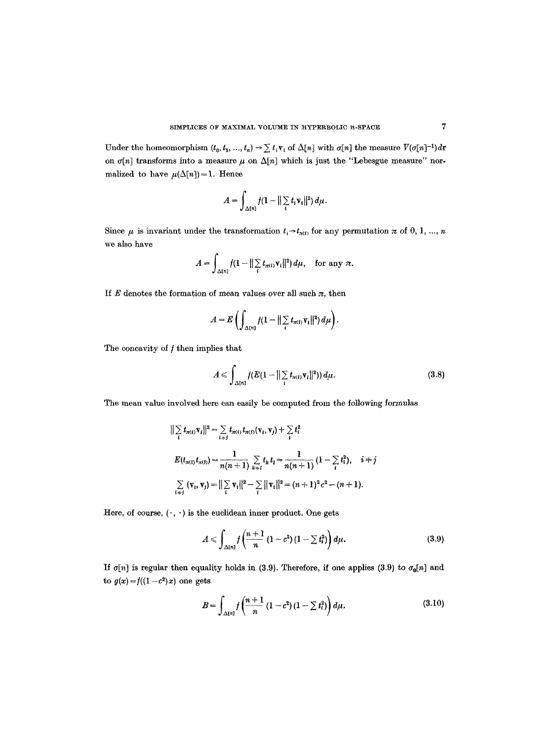Under the homeomorphism $(t_0, t_1, ..., t_n) \to \sum t_i \mathbf{v}_i$ of $\Delta[n]$ with $\sigma[n]$ the measure $V(\sigma[n]^{-1})d\mathbf{r}$ on $\sigma[n]$ transforms into a measure $\mu$ on $\Delta[n]$ which is just the "Lebesgue measure" normalized to have $\mu(\Delta[n]) = 1$. Hence

$$A = \int_{\Delta[n]} f(1 - \|\sum_i t_i \mathbf{v}_i\|^2)\, d\mu.$$

Since $\mu$ is invariant under the transformation $t_i \to t_{\pi(i)}$ for any permutation $\pi$ of $0, 1, ..., n$ we also have

$$A = \int_{\Delta[n]} f(1 - \|\sum_i t_{\pi(i)} \mathbf{v}_i\|^2)\, d\mu, \quad \text{for any } \pi.$$

If $E$ denotes the formation of mean values over all such $\pi$, then

$$A = E\left(\int_{\Delta[n]} f(1 - \|\sum_i t_{\pi(i)} \mathbf{v}_i\|^2)\, d\mu\right).$$

The concavity of $f$ then implies that

$$A \leqslant \int_{\Delta[n]} f(E(1 - \|\sum_i t_{\pi(i)} \mathbf{v}_i\|^2))\, d\mu. \tag{3.8}$$

The mean value involved here can easily be computed from the following formulas

$$\|\sum_i t_{\pi(i)} \mathbf{v}_i\|^2 = \sum_{i \neq j} t_{\pi(i)} t_{\pi(j)} (\mathbf{v}_i, \mathbf{v}_j) + \sum_i t_i^2$$

$$E(t_{\pi(i)} t_{\pi(j)}) = \frac{1}{n(n+1)} \sum_{k \neq l} t_k t_l = \frac{1}{n(n+1)} (1 - \sum_i t_i^2), \quad i \neq j$$

$$\sum_{i \neq j} (\mathbf{v}_i, \mathbf{v}_j) = \|\sum_i \mathbf{v}_i\|^2 - \sum_i \|\mathbf{v}_i\|^2 = (n+1)^2 c^2 - (n+1).$$

Here, of course, $(\cdot\,, \cdot)$ is the euclidean inner product. One gets

$$A \leqslant \int_{\Delta[n]} f\left(\frac{n+1}{n}(1 - c^2)(1 - \sum t_i^2)\right) d\mu. \tag{3.9}$$

If $\sigma[n]$ is regular then equality holds in (3.9). Therefore, if one applies (3.9) to $\sigma_0[n]$ and to $g(x) = f((1 - c^2)x)$ one gets

$$B = \int_{\Delta[n]} f\left(\frac{n+1}{n}(1 - c^2)(1 - \sum t_i^2)\right) d\mu. \tag{3.10}$$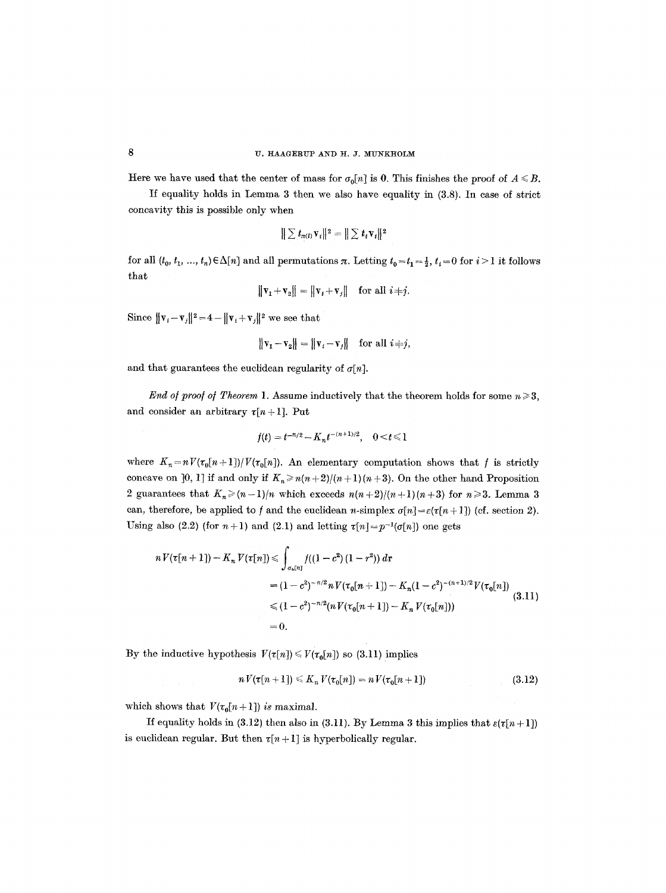Here we have used that the center of mass for $\sigma_0[n]$ is $\mathbf{0}$. This finishes the proof of $A \leqslant B$.

If equality holds in Lemma 3 then we also have equality in (3.8). In case of strict concavity this is possible only when

$$\left\| \sum t_{\pi(i)} \mathbf{v}_i \right\|^2 = \left\| \sum t_i \mathbf{v}_i \right\|^2$$

for all $(t_0, t_1, ..., t_n) \in \Delta[n]$ and all permutations $\pi$. Letting $t_0 = t_1 = \frac{1}{2}$, $t_i = 0$ for $i > 1$ it follows that

$$\|\mathbf{v}_1 + \mathbf{v}_2\| = \|\mathbf{v}_i + \mathbf{v}_j\| \quad \text{for all } i \neq j.$$

Since $\|\mathbf{v}_i - \mathbf{v}_j\|^2 = 4 - \|\mathbf{v}_i + \mathbf{v}_j\|^2$ we see that

$$\|\mathbf{v}_1 - \mathbf{v}_2\| = \|\mathbf{v}_i - \mathbf{v}_j\| \quad \text{for all } i \neq j,$$

and that guarantees the euclidean regularity of $\sigma[n]$.

*End of proof of Theorem* 1. Assume inductively that the theorem holds for some $n \geqslant 3$, and consider an arbitrary $\tau[n+1]$. Put

$$f(t) = t^{-n/2} - K_n t^{-(n+1)/2}, \quad 0 < t \leqslant 1$$

where $K_n = nV(\tau_0[n+1])/V(\tau_0[n])$. An elementary computation shows that $f$ is strictly concave on $]0, 1]$ if and only if $K_n \geqslant n(n+2)/(n+1)(n+3)$. On the other hand Proposition 2 guarantees that $K_n \geqslant (n-1)/n$ which exceeds $n(n+2)/(n+1)(n+3)$ for $n \geqslant 3$. Lemma 3 can, therefore, be applied to $f$ and the euclidean $n$-simplex $\sigma[n] = \varepsilon(\tau[n+1])$ (cf. section 2). Using also (2.2) (for $n+1$) and (2.1) and letting $\tau[n] = p^{-1}(\sigma[n])$ one gets

$$\begin{aligned} nV(\tau[n+1]) - K_n V(\tau[n]) &\leqslant \int_{\sigma_0[n]} f((1-c^2)(1-r^2))\, d\mathbf{r} \\ &= (1-c^2)^{-n/2} nV(\tau_0[n+1]) - K_n(1-c^2)^{-(n+1)/2} V(\tau_0[n]) \\ &\leqslant (1-c^2)^{-n/2}(nV(\tau_0[n+1]) - K_n V(\tau_0[n])) \\ &= 0. \end{aligned} \tag{3.11}$$

By the inductive hypothesis $V(\tau[n]) \leqslant V(\tau_0[n])$ so (3.11) implies

$$nV(\tau[n+1]) \leqslant K_n V(\tau_0[n]) = nV(\tau_0[n+1]) \tag{3.12}$$

which shows that $V(\tau_0[n+1])$ *is* maximal.

If equality holds in (3.12) then also in (3.11). By Lemma 3 this implies that $\varepsilon(\tau[n+1])$ is euclidean regular. But then $\tau[n+1]$ is hyperbolically regular.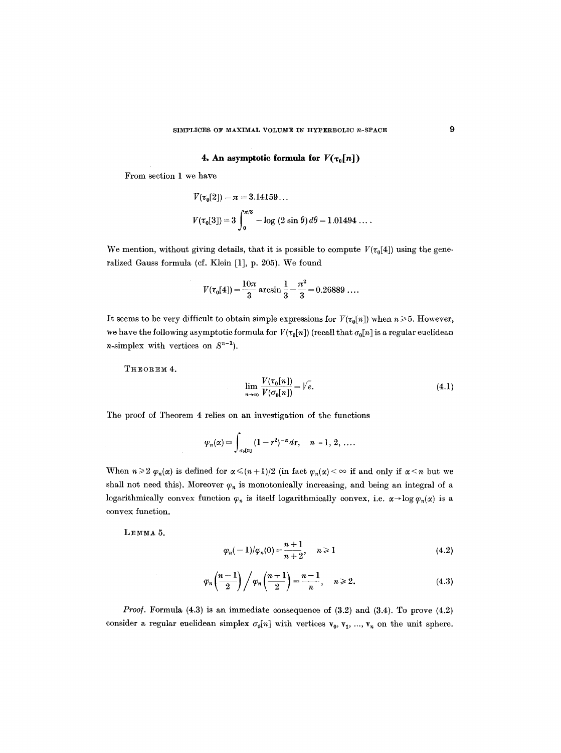## 4. An asymptotic formula for $V(\tau_0[n])$

From section 1 we have

$$V(\tau_0[2]) = \pi = 3.14159\ldots$$

$$V(\tau_0[3]) = 3\int_0^{\pi/3} -\log(2\sin\theta)\,d\theta = 1.01494\ldots.$$

We mention, without giving details, that it is possible to compute $V(\tau_0[4])$ using the generalized Gauss formula (cf. Klein [1], p. 205). We found

$$V(\tau_0[4]) = \frac{10\pi}{3}\arcsin\frac{1}{3} - \frac{\pi^2}{3} = 0.26889\ldots.$$

It seems to be very difficult to obtain simple expressions for $V(\tau_0[n])$ when $n \geqslant 5$. However, we have the following asymptotic formula for $V(\tau_0[n])$ (recall that $\sigma_0[n]$ is a regular euclidean $n$-simplex with vertices on $S^{n-1}$).

THEOREM 4.

$$\lim_{n\to\infty}\frac{V(\tau_0[n])}{V(\sigma_0[n])} = \sqrt{e}. \tag{4.1}$$

The proof of Theorem 4 relies on an investigation of the functions

$$\varphi_n(\alpha) = \int_{\sigma_0[n]} (1-r^2)^{-\alpha}\,d\mathbf{r}, \quad n = 1, 2, \ldots.$$

When $n \geqslant 2$ $\varphi_n(\alpha)$ is defined for $\alpha \leqslant (n+1)/2$ (in fact $\varphi_n(\alpha) < \infty$ if and only if $\alpha < n$ but we shall not need this). Moreover $\varphi_n$ is monotonically increasing, and being an integral of a logarithmically convex function $\varphi_n$ is itself logarithmically convex, i.e. $\alpha \to \log\varphi_n(\alpha)$ is a convex function.

LEMMA 5.

$$\varphi_n(-1)/\varphi_n(0) = \frac{n+1}{n+2}, \quad n \geqslant 1 \tag{4.2}$$

$$\varphi_n\left(\frac{n-1}{2}\right)\bigg/\varphi_n\left(\frac{n+1}{2}\right) = \frac{n-1}{n}, \quad n \geqslant 2. \tag{4.3}$$

*Proof.* Formula (4.3) is an immediate consequence of (3.2) and (3.4). To prove (4.2) consider a regular euclidean simplex $\sigma_0[n]$ with vertices $\mathbf{v}_0, \mathbf{v}_1, \ldots, \mathbf{v}_n$ on the unit sphere.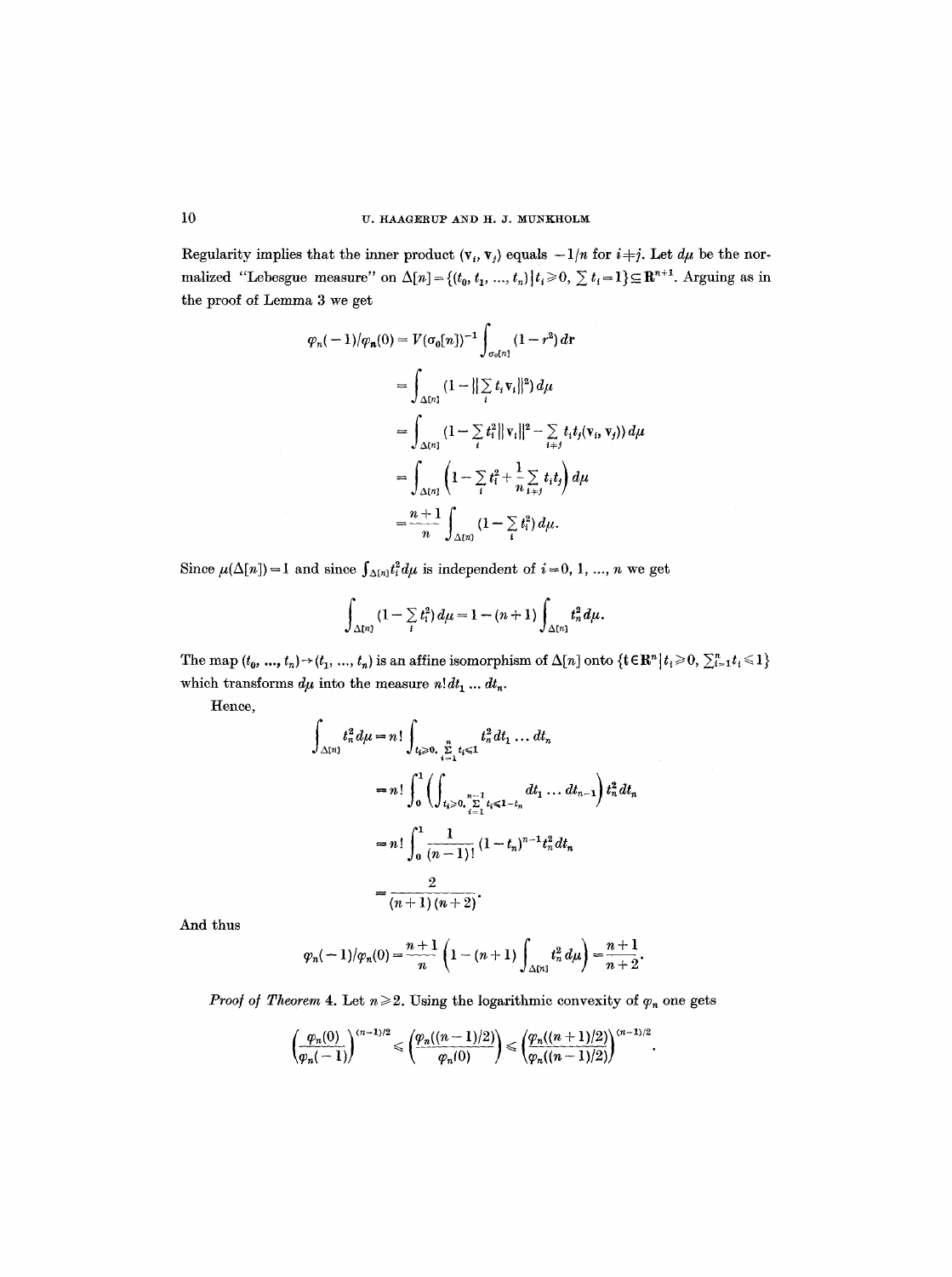Regularity implies that the inner product $(\mathbf{v}_i, \mathbf{v}_j)$ equals $-1/n$ for $i \neq j$. Let $d\mu$ be the normalized "Lebesgue measure" on $\Delta[n] = \{(t_0, t_1, \ldots, t_n) \mid t_i \geq 0, \sum t_i = 1\} \subseteq \mathbf{R}^{n+1}$. Arguing as in the proof of Lemma 3 we get

$$
\begin{aligned}
\varphi_n(-1)/\varphi_n(0) &= V(\sigma_0[n])^{-1} \int_{\sigma_0[n]} (1 - r^2)\, dr \\
&= \int_{\Delta[n]} \Big(1 - \big\|\sum_i t_i \mathbf{v}_i\big\|^2\Big)\, d\mu \\
&= \int_{\Delta[n]} \Big(1 - \sum_i t_i^2 \|\mathbf{v}_i\|^2 - \sum_{i \neq j} t_i t_j (\mathbf{v}_i, \mathbf{v}_j)\Big)\, d\mu \\
&= \int_{\Delta[n]} \Big(1 - \sum_i t_i^2 + \frac{1}{n} \sum_{i \neq j} t_i t_j\Big)\, d\mu \\
&= \frac{n+1}{n} \int_{\Delta[n]} \Big(1 - \sum_i t_i^2\Big)\, d\mu.
\end{aligned}
$$

Since $\mu(\Delta[n]) = 1$ and since $\int_{\Delta[n]} t_i^2\, d\mu$ is independent of $i = 0, 1, \ldots, n$ we get

$$
\int_{\Delta[n]} \Big(1 - \sum_i t_i^2\Big)\, d\mu = 1 - (n+1) \int_{\Delta[n]} t_n^2\, d\mu.
$$

The map $(t_0, \ldots, t_n) \to (t_1, \ldots, t_n)$ is an affine isomorphism of $\Delta[n]$ onto $\{\mathbf{t} \in \mathbf{R}^n \mid t_i \geq 0, \sum_{i=1}^n t_i \leq 1\}$ which transforms $d\mu$ into the measure $n!\, dt_1 \ldots dt_n$.

Hence,

$$
\begin{aligned}
\int_{\Delta[n]} t_n^2\, d\mu &= n! \int_{t_i \geq 0,\ \sum_{i=1}^n t_i \leq 1} t_n^2\, dt_1 \ldots dt_n \\
&= n! \int_0^1 \left( \int_{t_i \geq 0,\ \sum_{i=1}^{n-1} t_i \leq 1 - t_n} dt_1 \ldots dt_{n-1} \right) t_n^2\, dt_n \\
&= n! \int_0^1 \frac{1}{(n-1)!} (1 - t_n)^{n-1} t_n^2\, dt_n \\
&= \frac{2}{(n+1)(n+2)}.
\end{aligned}
$$

And thus

$$
\varphi_n(-1)/\varphi_n(0) = \frac{n+1}{n} \left(1 - (n+1) \int_{\Delta[n]} t_n^2\, d\mu\right) = \frac{n+1}{n+2}.
$$

*Proof of Theorem* 4. Let $n \geq 2$. Using the logarithmic convexity of $\varphi_n$ one gets

$$
\left(\frac{\varphi_n(0)}{\varphi_n(-1)}\right)^{(n-1)/2} \leq \left(\frac{\varphi_n((n-1)/2)}{\varphi_n(0)}\right) \leq \left(\frac{\varphi_n((n+1)/2)}{\varphi_n((n-1)/2)}\right)^{(n-1)/2}.
$$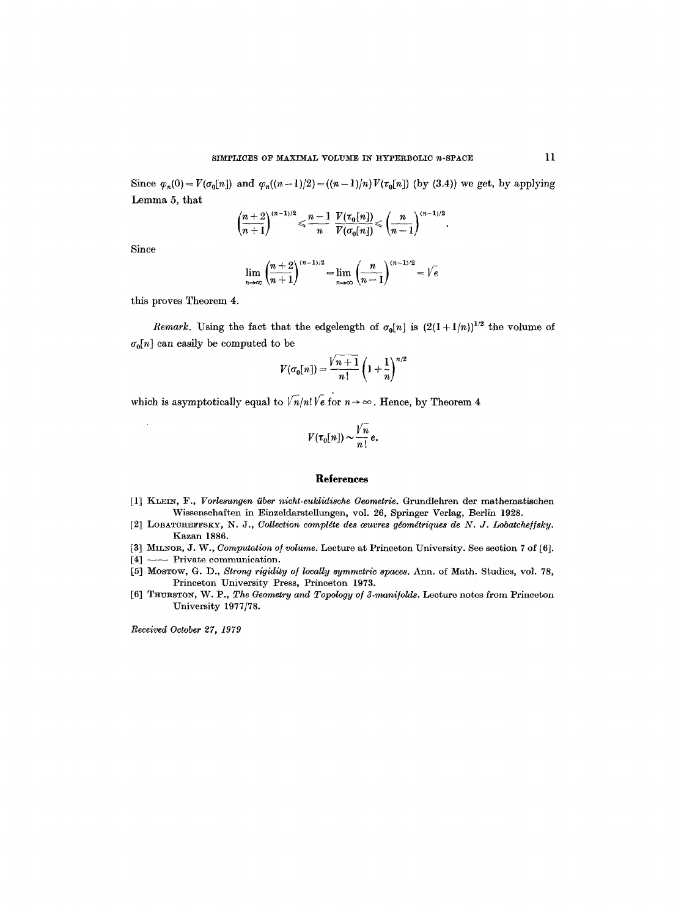Since $\varphi_n(0) = V(\sigma_0[n])$ and $\varphi_n((n-1)/2) = ((n-1)/n)V(\tau_0[n])$ (by (3.4)) we get, by applying Lemma 5, that

$$\left(\frac{n+2}{n+1}\right)^{(n-1)/2} \leqslant \frac{n-1}{n}\,\frac{V(\tau_0[n])}{V(\sigma_0[n])} \leqslant \left(\frac{n}{n-1}\right)^{(n-1)/2}.$$

Since

$$\lim_{n\to\infty}\left(\frac{n+2}{n+1}\right)^{(n-1)/2} = \lim_{n\to\infty}\left(\frac{n}{n-1}\right)^{(n-1)/2} = \sqrt{e}$$

this proves Theorem 4.

*Remark.* Using the fact that the edgelength of $\sigma_0[n]$ is $(2(1+1/n))^{1/2}$ the volume of $\sigma_0[n]$ can easily be computed to be

$$V(\sigma_0[n]) = \frac{\sqrt{n+1}}{n!}\left(1+\frac{1}{n}\right)^{n/2}$$

which is asymptotically equal to $\sqrt{n}/n!\sqrt{e}$ for $n \to \infty$. Hence, by Theorem 4

$$V(\tau_0[n]) \sim \frac{\sqrt{n}}{n!}\,e.$$

## References

[1] Klein, F., *Vorlesungen über nicht-euklidische Geometrie.* Grundlehren der mathematischen Wissenschaften in Einzeldarstellungen, vol. 26, Springer Verlag, Berlin 1928.

[2] Lobatcheffsky, N. J., *Collection complète des œuvres géométriques de N. J. Lobatcheffsky.* Kazan 1886.

[3] Milnor, J. W., *Computation of volume.* Lecture at Princeton University. See section 7 of [6].

[4] —— Private communication.

[5] Mostow, G. D., *Strong rigidity of locally symmetric spaces.* Ann. of Math. Studies, vol. 78, Princeton University Press, Princeton 1973.

[6] Thurston, W. P., *The Geometry and Topology of 3-manifolds.* Lecture notes from Princeton University 1977/78.

*Received October 27, 1979*